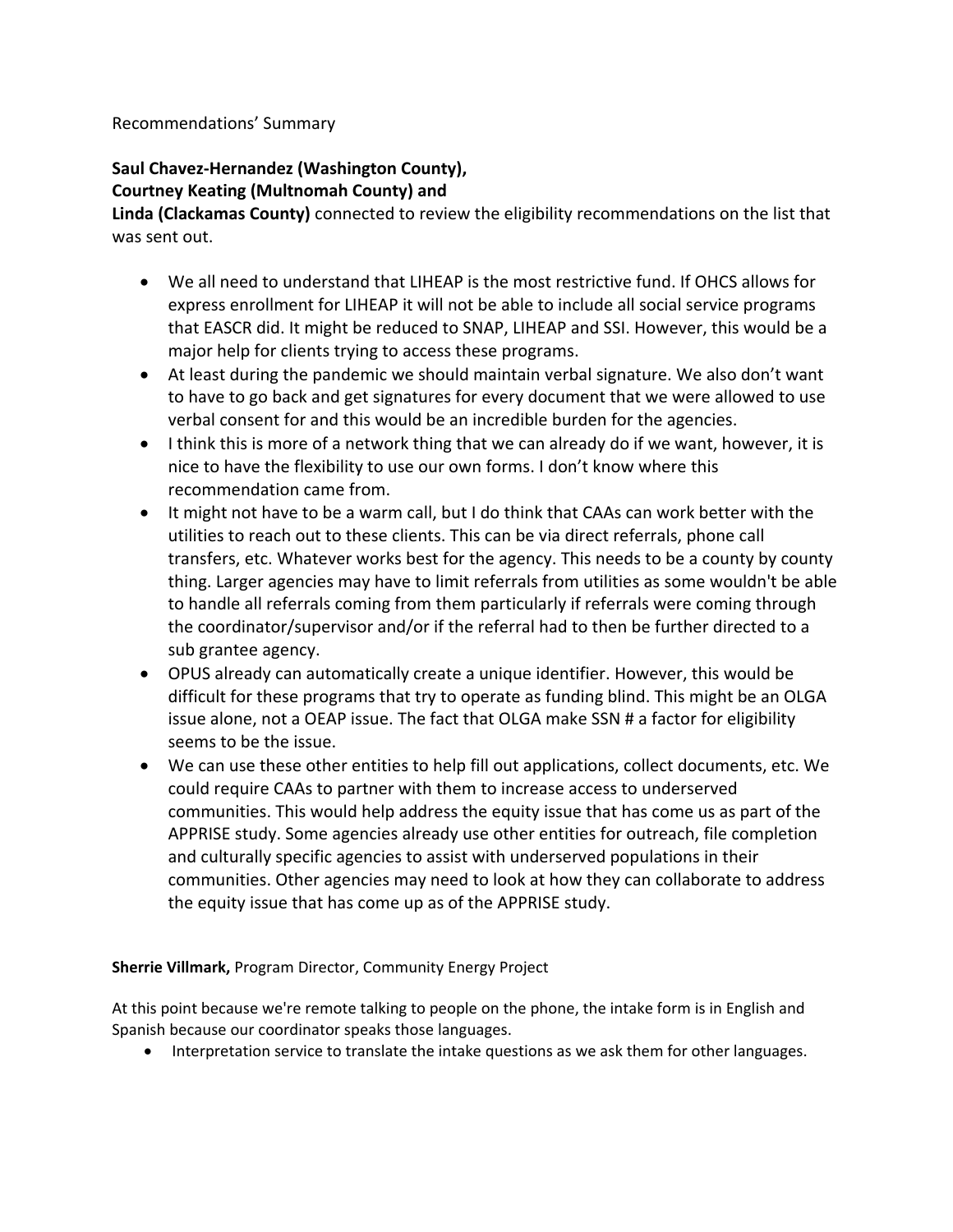Recommendations' Summary

**Saul Chavez-Hernandez (Washington County),**
**Courtney Keating (Multnomah County) and**
**Linda (Clackamas County)** connected to review the eligibility recommendations on the list that was sent out.

- We all need to understand that LIHEAP is the most restrictive fund. If OHCS allows for express enrollment for LIHEAP it will not be able to include all social service programs that EASCR did. It might be reduced to SNAP, LIHEAP and SSI. However, this would be a major help for clients trying to access these programs.
- At least during the pandemic we should maintain verbal signature. We also don't want to have to go back and get signatures for every document that we were allowed to use verbal consent for and this would be an incredible burden for the agencies.
- I think this is more of a network thing that we can already do if we want, however, it is nice to have the flexibility to use our own forms. I don't know where this recommendation came from.
- It might not have to be a warm call, but I do think that CAAs can work better with the utilities to reach out to these clients. This can be via direct referrals, phone call transfers, etc. Whatever works best for the agency. This needs to be a county by county thing. Larger agencies may have to limit referrals from utilities as some wouldn't be able to handle all referrals coming from them particularly if referrals were coming through the coordinator/supervisor and/or if the referral had to then be further directed to a sub grantee agency.
- OPUS already can automatically create a unique identifier. However, this would be difficult for these programs that try to operate as funding blind. This might be an OLGA issue alone, not a OEAP issue. The fact that OLGA make SSN # a factor for eligibility seems to be the issue.
- We can use these other entities to help fill out applications, collect documents, etc. We could require CAAs to partner with them to increase access to underserved communities. This would help address the equity issue that has come us as part of the APPRISE study. Some agencies already use other entities for outreach, file completion and culturally specific agencies to assist with underserved populations in their communities. Other agencies may need to look at how they can collaborate to address the equity issue that has come up as of the APPRISE study.

**Sherrie Villmark,** Program Director, Community Energy Project

At this point because we're remote talking to people on the phone, the intake form is in English and Spanish because our coordinator speaks those languages.

- Interpretation service to translate the intake questions as we ask them for other languages.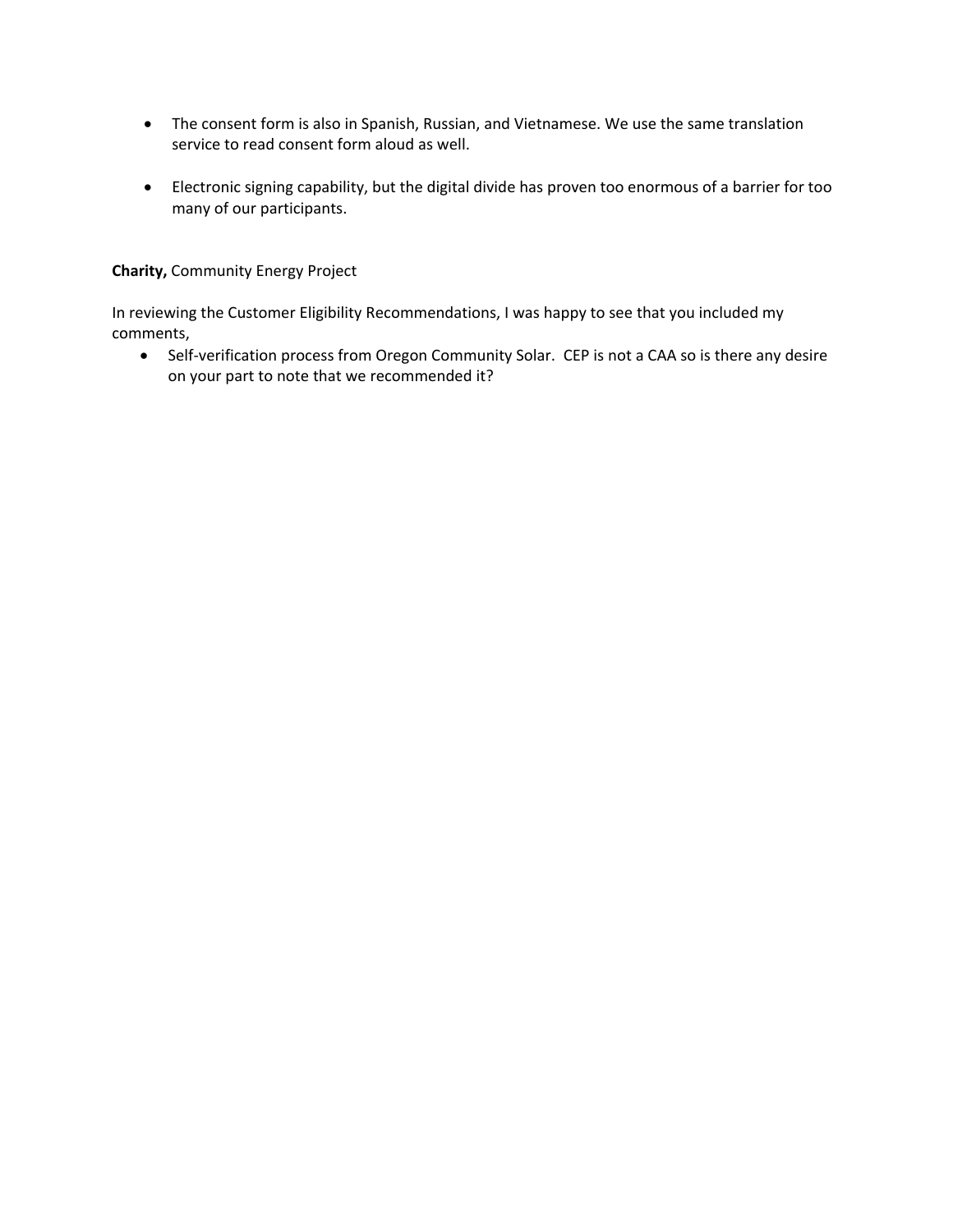- The consent form is also in Spanish, Russian, and Vietnamese. We use the same translation service to read consent form aloud as well.

- Electronic signing capability, but the digital divide has proven too enormous of a barrier for too many of our participants.

**Charity,** Community Energy Project

In reviewing the Customer Eligibility Recommendations, I was happy to see that you included my comments,

- Self-verification process from Oregon Community Solar.  CEP is not a CAA so is there any desire on your part to note that we recommended it?